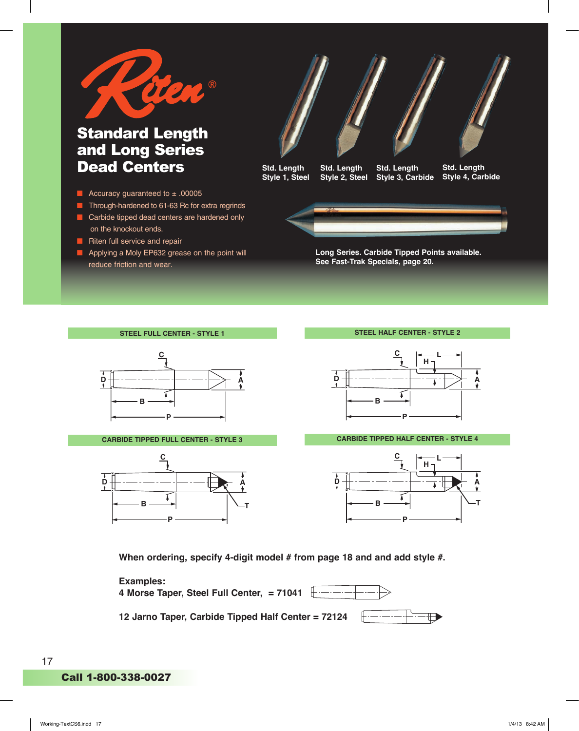Riten®

# Standard Length and Long Series Dead Centers

- Accuracy guaranteed to ± .00005
- Through-hardened to 61-63 Rc for extra regrinds
- Carbide tipped dead centers are hardened only on the knockout ends.
- Riten full service and repair
- Applying a Moly EP632 grease on the point will reduce friction and wear.

Std. Length Style 1, Steel

Std. Length Style 2, Steel

Std. Length Style 3, Carbide

Std. Length Style 4, Carbide

Long Series. Carbide Tipped Points available. See Fast-Trak Specials, page 20.

### STEEL FULL CENTER - STYLE 1

C, D, A, B, P

### STEEL HALF CENTER - STYLE 2

C, L, H, D, A, B, P

### CARBIDE TIPPED FULL CENTER - STYLE 3

C, D, A, B, T, P

### CARBIDE TIPPED HALF CENTER - STYLE 4

C, L, H, D, A, B, T, P

**When ordering, specify 4-digit model # from page 18 and and add style #.**

**Examples:**

**4 Morse Taper, Steel Full Center, = 71041**

**12 Jarno Taper, Carbide Tipped Half Center = 72124**

**Call 1-800-338-0027**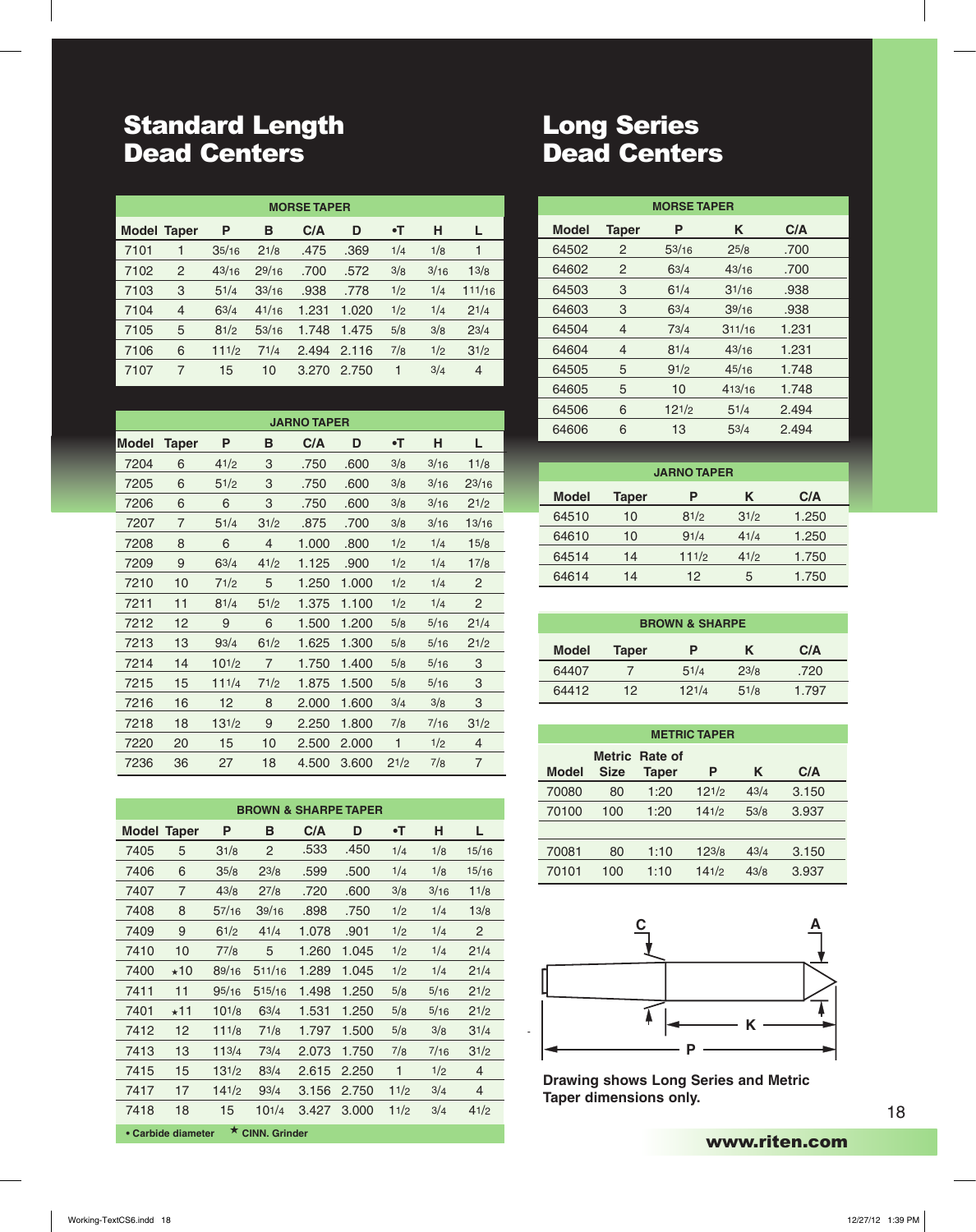# Standard Length Dead Centers

| MORSE TAPER | | | | | | | | |
|---|---|---|---|---|---|---|---|---|
| Model | Taper | P | B | C/A | D | •T | H | L |
| 7101 | 1 | 3 5/16 | 2 1/8 | .475 | .369 | 1/4 | 1/8 | 1 |
| 7102 | 2 | 4 3/16 | 2 9/16 | .700 | .572 | 3/8 | 3/16 | 1 3/8 |
| 7103 | 3 | 5 1/4 | 3 3/16 | .938 | .778 | 1/2 | 1/4 | 1 11/16 |
| 7104 | 4 | 6 3/4 | 4 1/16 | 1.231 | 1.020 | 1/2 | 1/4 | 2 1/4 |
| 7105 | 5 | 8 1/2 | 5 3/16 | 1.748 | 1.475 | 5/8 | 3/8 | 2 3/4 |
| 7106 | 6 | 11 1/2 | 7 1/4 | 2.494 | 2.116 | 7/8 | 1/2 | 3 1/2 |
| 7107 | 7 | 15 | 10 | 3.270 | 2.750 | 1 | 3/4 | 4 |

| JARNO TAPER | | | | | | | | |
|---|---|---|---|---|---|---|---|---|
| Model | Taper | P | B | C/A | D | •T | H | L |
| 7204 | 6 | 4 1/2 | 3 | .750 | .600 | 3/8 | 3/16 | 1 1/8 |
| 7205 | 6 | 5 1/2 | 3 | .750 | .600 | 3/8 | 3/16 | 2 3/16 |
| 7206 | 6 | 6 | 3 | .750 | .600 | 3/8 | 3/16 | 2 1/2 |
| 7207 | 7 | 5 1/4 | 3 1/2 | .875 | .700 | 3/8 | 3/16 | 1 3/16 |
| 7208 | 8 | 6 | 4 | 1.000 | .800 | 1/2 | 1/4 | 1 5/8 |
| 7209 | 9 | 6 3/4 | 4 1/2 | 1.125 | .900 | 1/2 | 1/4 | 1 7/8 |
| 7210 | 10 | 7 1/2 | 5 | 1.250 | 1.000 | 1/2 | 1/4 | 2 |
| 7211 | 11 | 8 1/4 | 5 1/2 | 1.375 | 1.100 | 1/2 | 1/4 | 2 |
| 7212 | 12 | 9 | 6 | 1.500 | 1.200 | 5/8 | 5/16 | 2 1/4 |
| 7213 | 13 | 9 3/4 | 6 1/2 | 1.625 | 1.300 | 5/8 | 5/16 | 2 1/2 |
| 7214 | 14 | 10 1/2 | 7 | 1.750 | 1.400 | 5/8 | 5/16 | 3 |
| 7215 | 15 | 11 1/4 | 7 1/2 | 1.875 | 1.500 | 5/8 | 5/16 | 3 |
| 7216 | 16 | 12 | 8 | 2.000 | 1.600 | 3/4 | 3/8 | 3 |
| 7218 | 18 | 13 1/2 | 9 | 2.250 | 1.800 | 7/8 | 7/16 | 3 1/2 |
| 7220 | 20 | 15 | 10 | 2.500 | 2.000 | 1 | 1/2 | 4 |
| 7236 | 36 | 27 | 18 | 4.500 | 3.600 | 2 1/2 | 7/8 | 7 |

| BROWN & SHARPE TAPER | | | | | | | | |
|---|---|---|---|---|---|---|---|---|
| Model | Taper | P | B | C/A | D | •T | H | L |
| 7405 | 5 | 3 1/8 | 2 | .533 | .450 | 1/4 | 1/8 | 15/16 |
| 7406 | 6 | 3 5/8 | 2 3/8 | .599 | .500 | 1/4 | 1/8 | 15/16 |
| 7407 | 7 | 4 3/8 | 2 7/8 | .720 | .600 | 3/8 | 3/16 | 1 1/8 |
| 7408 | 8 | 5 7/16 | 3 9/16 | .898 | .750 | 1/2 | 1/4 | 1 3/8 |
| 7409 | 9 | 6 1/2 | 4 1/4 | 1.078 | .901 | 1/2 | 1/4 | 2 |
| 7410 | 10 | 7 7/8 | 5 | 1.260 | 1.045 | 1/2 | 1/4 | 2 1/4 |
| 7400 | ★10 | 8 9/16 | 5 11/16 | 1.289 | 1.045 | 1/2 | 1/4 | 2 1/4 |
| 7411 | 11 | 9 5/16 | 5 15/16 | 1.498 | 1.250 | 5/8 | 5/16 | 2 1/2 |
| 7401 | ★11 | 10 1/8 | 6 3/4 | 1.531 | 1.250 | 5/8 | 5/16 | 2 1/2 |
| 7412 | 12 | 11 1/8 | 7 1/8 | 1.797 | 1.500 | 5/8 | 3/8 | 3 1/4 |
| 7413 | 13 | 11 3/4 | 7 3/4 | 2.073 | 1.750 | 7/8 | 7/16 | 3 1/2 |
| 7415 | 15 | 13 1/2 | 8 3/4 | 2.615 | 2.250 | 1 | 1/2 | 4 |
| 7417 | 17 | 14 1/2 | 9 3/4 | 3.156 | 2.750 | 1 1/2 | 3/4 | 4 |
| 7418 | 18 | 15 | 10 1/4 | 3.427 | 3.000 | 1 1/2 | 3/4 | 4 1/2 |

• Carbide diameter ★ CINN. Grinder

# Long Series Dead Centers

| MORSE TAPER | | | | |
|---|---|---|---|---|
| Model | Taper | P | K | C/A |
| 64502 | 2 | 5 3/16 | 2 5/8 | .700 |
| 64602 | 2 | 6 3/4 | 4 3/16 | .700 |
| 64503 | 3 | 6 1/4 | 3 1/16 | .938 |
| 64603 | 3 | 6 3/4 | 3 9/16 | .938 |
| 64504 | 4 | 7 3/4 | 3 11/16 | 1.231 |
| 64604 | 4 | 8 1/4 | 4 3/16 | 1.231 |
| 64505 | 5 | 9 1/2 | 4 5/16 | 1.748 |
| 64605 | 5 | 10 | 4 13/16 | 1.748 |
| 64506 | 6 | 12 1/2 | 5 1/4 | 2.494 |
| 64606 | 6 | 13 | 5 3/4 | 2.494 |

| JARNO TAPER | | | | |
|---|---|---|---|---|
| Model | Taper | P | K | C/A |
| 64510 | 10 | 8 1/2 | 3 1/2 | 1.250 |
| 64610 | 10 | 9 1/4 | 4 1/4 | 1.250 |
| 64514 | 14 | 11 1/2 | 4 1/2 | 1.750 |
| 64614 | 14 | 12 | 5 | 1.750 |

| BROWN & SHARPE | | | | |
|---|---|---|---|---|
| Model | Taper | P | K | C/A |
| 64407 | 7 | 5 1/4 | 2 3/8 | .720 |
| 64412 | 12 | 12 1/4 | 5 1/8 | 1.797 |

| METRIC TAPER | | | | | |
|---|---|---|---|---|---|
| Model | Metric Size | Rate of Taper | P | K | C/A |
| 70080 | 80 | 1:20 | 12 1/2 | 4 3/4 | 3.150 |
| 70100 | 100 | 1:20 | 14 1/2 | 5 3/8 | 3.937 |
| 70081 | 80 | 1:10 | 12 3/8 | 4 3/4 | 3.150 |
| 70101 | 100 | 1:10 | 14 1/2 | 4 3/8 | 3.937 |

C
A
K
P

Drawing shows Long Series and Metric Taper dimensions only.

www.riten.com